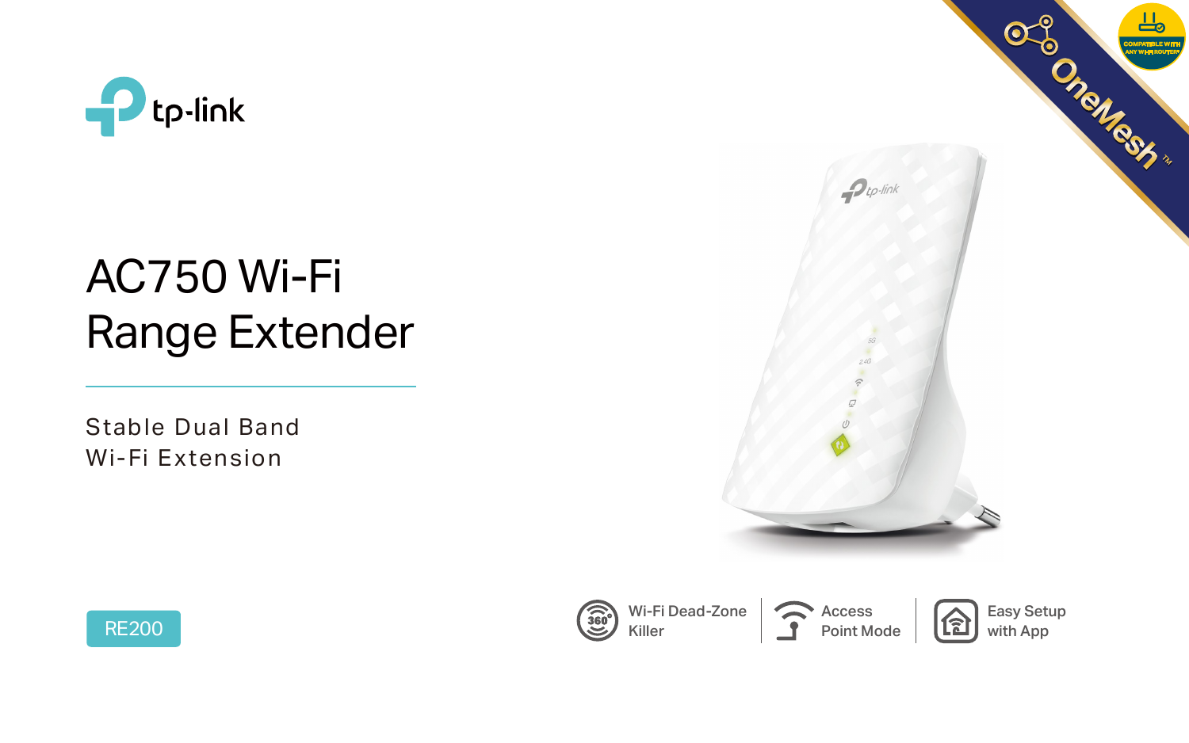tp-link

# AC750 Wi-Fi Range Extender

Stable Dual Band
Wi-Fi Extension

RE200

OneMesh™

COMPATIBLE WITH ANY WI-FI ROUTER

Wi-Fi Dead-Zone Killer

Access Point Mode

Easy Setup with App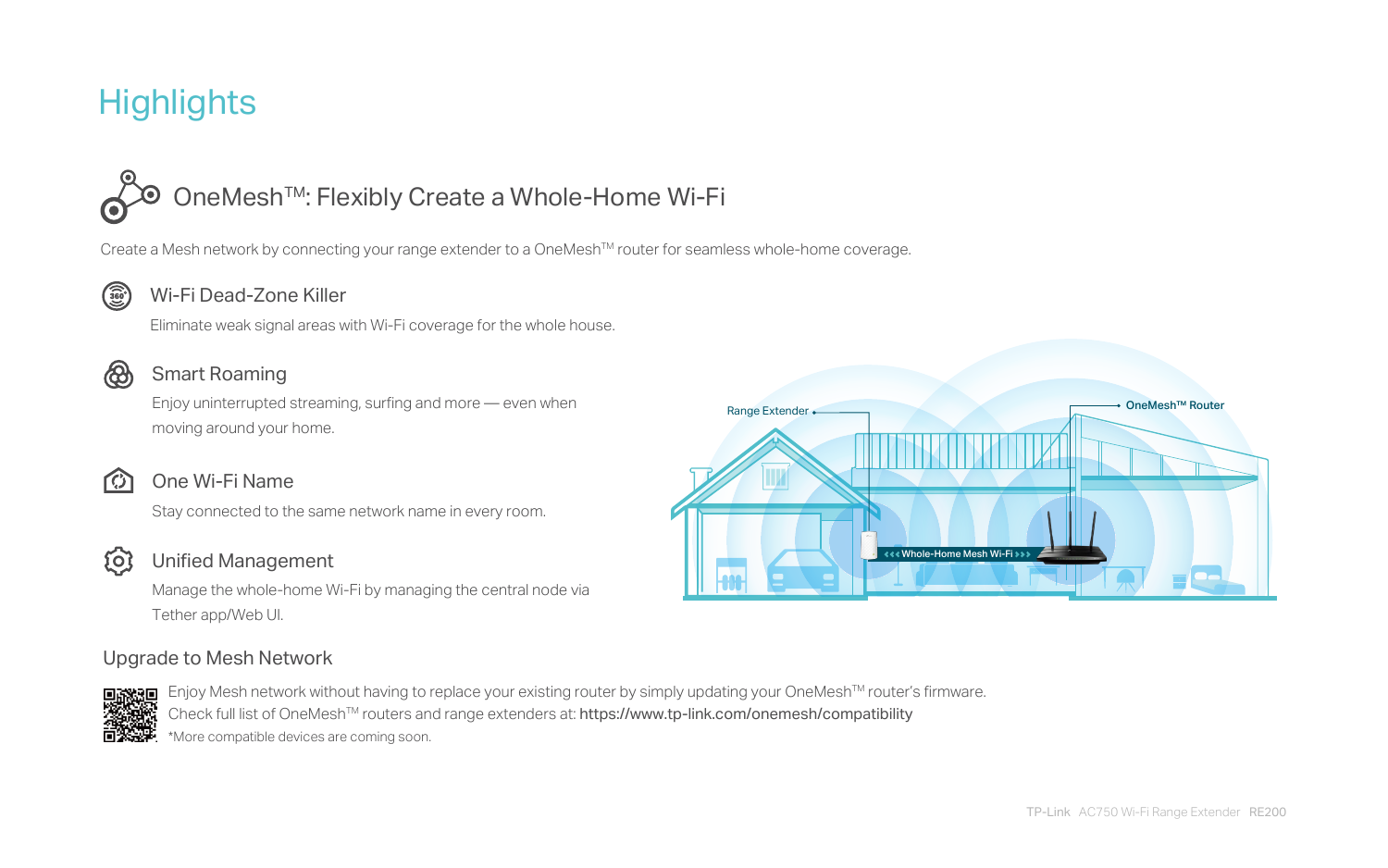# Highlights

## OneMesh™: Flexibly Create a Whole-Home Wi-Fi

Create a Mesh network by connecting your range extender to a OneMesh™ router for seamless whole-home coverage.

### Wi-Fi Dead-Zone Killer

Eliminate weak signal areas with Wi-Fi coverage for the whole house.

### Smart Roaming

Enjoy uninterrupted streaming, surfing and more — even when moving around your home.

### One Wi-Fi Name

Stay connected to the same network name in every room.

### Unified Management

Manage the whole-home Wi-Fi by managing the central node via Tether app/Web UI.

Range Extender

OneMesh™ Router

Whole-Home Mesh Wi-Fi

### Upgrade to Mesh Network

Enjoy Mesh network without having to replace your existing router by simply updating your OneMesh™ router's firmware.
Check full list of OneMesh™ routers and range extenders at: https://www.tp-link.com/onemesh/compatibility
*More compatible devices are coming soon.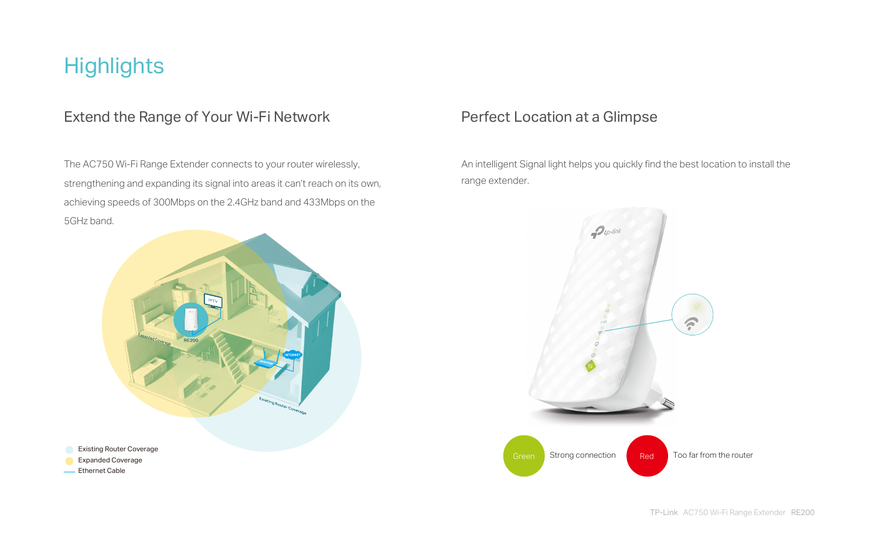# Highlights

## Extend the Range of Your Wi-Fi Network

The AC750 Wi-Fi Range Extender connects to your router wirelessly, strengthening and expanding its signal into areas it can't reach on its own, achieving speeds of 300Mbps on the 2.4GHz band and 433Mbps on the 5GHz band.

- Existing Router Coverage
- Expanded Coverage
- Ethernet Cable

## Perfect Location at a Glimpse

An intelligent Signal light helps you quickly find the best location to install the range extender.

Green — Strong connection

Red — Too far from the router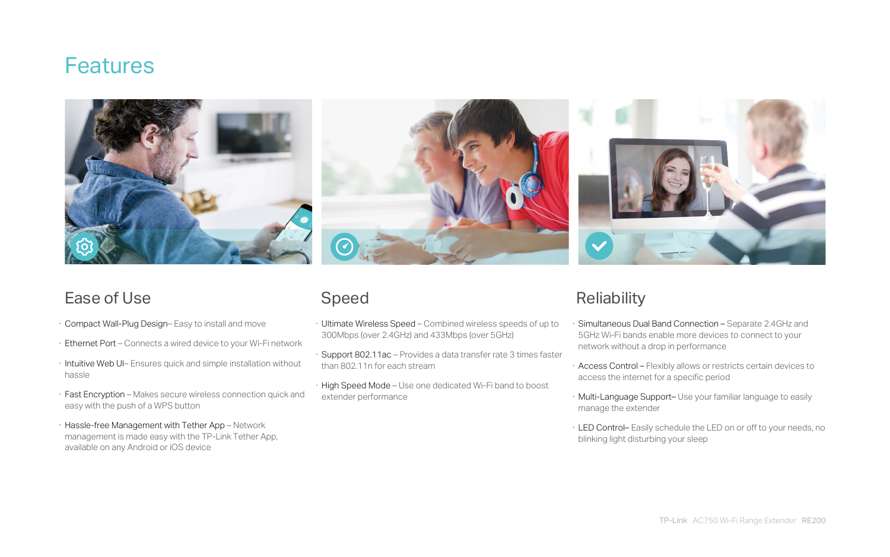# Features

## Ease of Use

- Compact Wall-Plug Design– Easy to install and move
- Ethernet Port – Connects a wired device to your Wi-Fi network
- Intuitive Web UI– Ensures quick and simple installation without hassle
- Fast Encryption – Makes secure wireless connection quick and easy with the push of a WPS button
- Hassle-free Management with Tether App – Network management is made easy with the TP-Link Tether App, available on any Android or iOS device

## Speed

- Ultimate Wireless Speed – Combined wireless speeds of up to 300Mbps (over 2.4GHz) and 433Mbps (over 5GHz)
- Support 802.11ac – Provides a data transfer rate 3 times faster than 802.11n for each stream
- High Speed Mode – Use one dedicated Wi-Fi band to boost extender performance

## Reliability

- Simultaneous Dual Band Connection – Separate 2.4GHz and 5GHz Wi-Fi bands enable more devices to connect to your network without a drop in performance
- Access Control – Flexibly allows or restricts certain devices to access the internet for a specific period
- Multi-Language Support– Use your familiar language to easily manage the extender
- LED Control– Easily schedule the LED on or off to your needs, no blinking light disturbing your sleep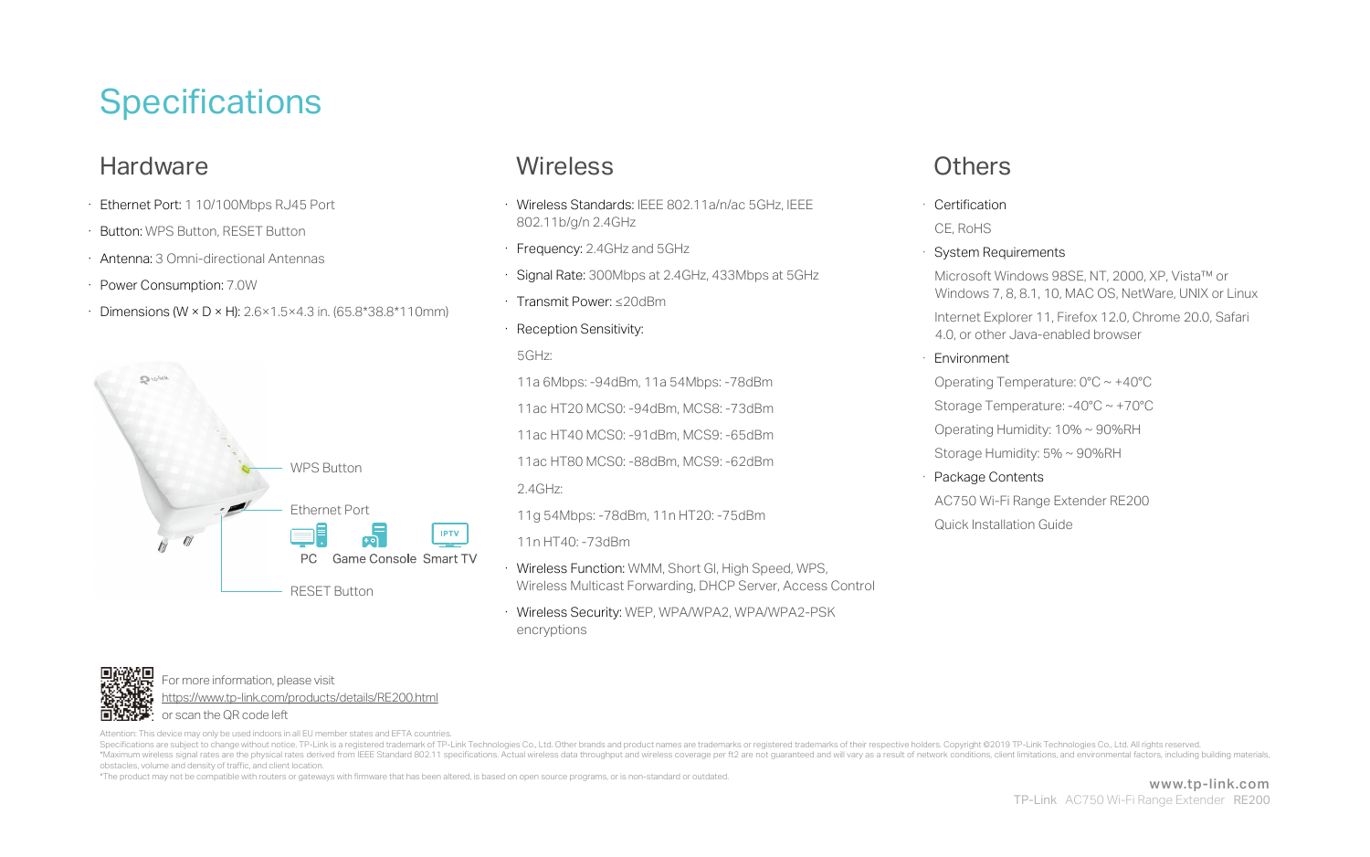# Specifications

## Hardware

- Ethernet Port: 1 10/100Mbps RJ45 Port
- Button: WPS Button, RESET Button
- Antenna: 3 Omni-directional Antennas
- Power Consumption: 7.0W
- Dimensions (W × D × H): 2.6×1.5×4.3 in. (65.8*38.8*110mm)

WPS Button

Ethernet Port

PC Game Console Smart TV

RESET Button

## Wireless

- Wireless Standards: IEEE 802.11a/n/ac 5GHz, IEEE 802.11b/g/n 2.4GHz
- Frequency: 2.4GHz and 5GHz
- Signal Rate: 300Mbps at 2.4GHz, 433Mbps at 5GHz
- Transmit Power: ≤20dBm
- Reception Sensitivity:

  5GHz:

  11a 6Mbps: -94dBm, 11a 54Mbps: -78dBm

  11ac HT20 MCS0: -94dBm, MCS8: -73dBm

  11ac HT40 MCS0: -91dBm, MCS9: -65dBm

  11ac HT80 MCS0: -88dBm, MCS9: -62dBm

  2.4GHz:

  11g 54Mbps: -78dBm, 11n HT20: -75dBm

  11n HT40: -73dBm
- Wireless Function: WMM, Short GI, High Speed, WPS, Wireless Multicast Forwarding, DHCP Server, Access Control
- Wireless Security: WEP, WPA/WPA2, WPA/WPA2-PSK encryptions

## Others

- Certification

  CE, RoHS
- System Requirements

  Microsoft Windows 98SE, NT, 2000, XP, Vista™ or Windows 7, 8, 8.1, 10, MAC OS, NetWare, UNIX or Linux

  Internet Explorer 11, Firefox 12.0, Chrome 20.0, Safari 4.0, or other Java-enabled browser
- Environment

  Operating Temperature: 0°C ~ +40°C

  Storage Temperature: -40°C ~ +70°C

  Operating Humidity: 10% ~ 90%RH

  Storage Humidity: 5% ~ 90%RH
- Package Contents

  AC750 Wi-Fi Range Extender RE200

  Quick Installation Guide

For more information, please visit https://www.tp-link.com/products/details/RE200.html or scan the QR code left

Attention: This device may only be used indoors in all EU member states and EFTA countries.
Specifications are subject to change without notice. TP-Link is a registered trademark of TP-Link Technologies Co., Ltd. Other brands and product names are trademarks or registered trademarks of their respective holders. Copyright ©2019 TP-Link Technologies Co., Ltd. All rights reserved.
*Maximum wireless signal rates are the physical rates derived from IEEE Standard 802.11 specifications. Actual wireless data throughput and wireless coverage per ft2 are not guaranteed and will vary as a result of network conditions, client limitations, and environmental factors, including building materials, obstacles, volume and density of traffic, and client location.
*The product may not be compatible with routers or gateways with firmware that has been altered, is based on open source programs, or is non-standard or outdated.

www.tp-link.com

TP-Link AC750 Wi-Fi Range Extender RE200